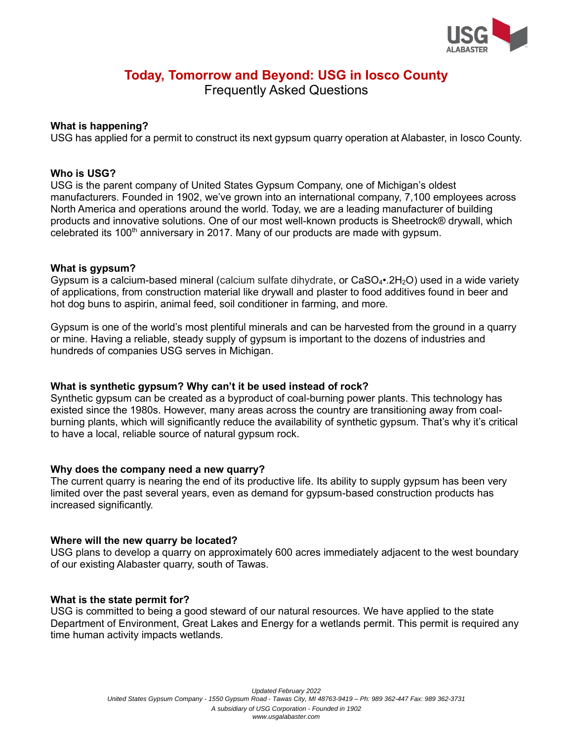# Today, Tomorrow and Beyond: USG in Iosco County

## Frequently Asked Questions

**What is happening?**
USG has applied for a permit to construct its next gypsum quarry operation at Alabaster, in Iosco County.

**Who is USG?**
USG is the parent company of United States Gypsum Company, one of Michigan's oldest manufacturers. Founded in 1902, we've grown into an international company, 7,100 employees across North America and operations around the world. Today, we are a leading manufacturer of building products and innovative solutions. One of our most well-known products is Sheetrock® drywall, which celebrated its 100th anniversary in 2017. Many of our products are made with gypsum.

**What is gypsum?**
Gypsum is a calcium-based mineral (calcium sulfate dihydrate, or $CaSO_4 \cdot 2H_2O$) used in a wide variety of applications, from construction material like drywall and plaster to food additives found in beer and hot dog buns to aspirin, animal feed, soil conditioner in farming, and more.

Gypsum is one of the world's most plentiful minerals and can be harvested from the ground in a quarry or mine. Having a reliable, steady supply of gypsum is important to the dozens of industries and hundreds of companies USG serves in Michigan.

**What is synthetic gypsum? Why can't it be used instead of rock?**
Synthetic gypsum can be created as a byproduct of coal-burning power plants. This technology has existed since the 1980s. However, many areas across the country are transitioning away from coal-burning plants, which will significantly reduce the availability of synthetic gypsum. That's why it's critical to have a local, reliable source of natural gypsum rock.

**Why does the company need a new quarry?**
The current quarry is nearing the end of its productive life. Its ability to supply gypsum has been very limited over the past several years, even as demand for gypsum-based construction products has increased significantly.

**Where will the new quarry be located?**
USG plans to develop a quarry on approximately 600 acres immediately adjacent to the west boundary of our existing Alabaster quarry, south of Tawas.

**What is the state permit for?**
USG is committed to being a good steward of our natural resources. We have applied to the state Department of Environment, Great Lakes and Energy for a wetlands permit. This permit is required any time human activity impacts wetlands.

*Updated February 2022*
*United States Gypsum Company - 1550 Gypsum Road - Tawas City, MI 48763-9419 – Ph: 989 362-447 Fax: 989 362-3731*
*A subsidiary of USG Corporation - Founded in 1902*
*www.usgalabaster.com*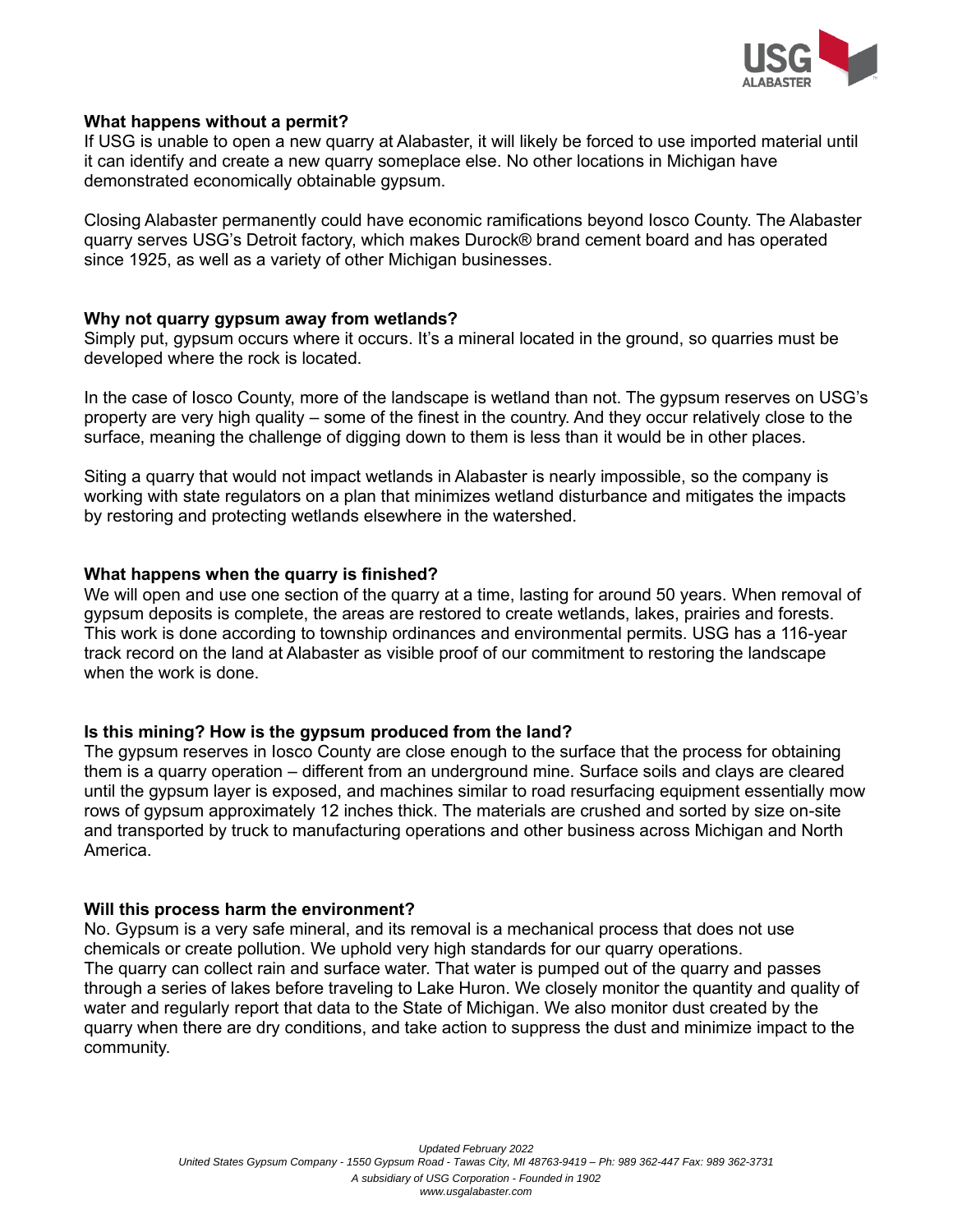### What happens without a permit?

If USG is unable to open a new quarry at Alabaster, it will likely be forced to use imported material until it can identify and create a new quarry someplace else. No other locations in Michigan have demonstrated economically obtainable gypsum.

Closing Alabaster permanently could have economic ramifications beyond Iosco County. The Alabaster quarry serves USG's Detroit factory, which makes Durock® brand cement board and has operated since 1925, as well as a variety of other Michigan businesses.

### Why not quarry gypsum away from wetlands?

Simply put, gypsum occurs where it occurs. It's a mineral located in the ground, so quarries must be developed where the rock is located.

In the case of Iosco County, more of the landscape is wetland than not. The gypsum reserves on USG's property are very high quality – some of the finest in the country. And they occur relatively close to the surface, meaning the challenge of digging down to them is less than it would be in other places.

Siting a quarry that would not impact wetlands in Alabaster is nearly impossible, so the company is working with state regulators on a plan that minimizes wetland disturbance and mitigates the impacts by restoring and protecting wetlands elsewhere in the watershed.

### What happens when the quarry is finished?

We will open and use one section of the quarry at a time, lasting for around 50 years. When removal of gypsum deposits is complete, the areas are restored to create wetlands, lakes, prairies and forests. This work is done according to township ordinances and environmental permits. USG has a 116-year track record on the land at Alabaster as visible proof of our commitment to restoring the landscape when the work is done.

### Is this mining? How is the gypsum produced from the land?

The gypsum reserves in Iosco County are close enough to the surface that the process for obtaining them is a quarry operation – different from an underground mine. Surface soils and clays are cleared until the gypsum layer is exposed, and machines similar to road resurfacing equipment essentially mow rows of gypsum approximately 12 inches thick. The materials are crushed and sorted by size on-site and transported by truck to manufacturing operations and other business across Michigan and North America.

### Will this process harm the environment?

No. Gypsum is a very safe mineral, and its removal is a mechanical process that does not use chemicals or create pollution. We uphold very high standards for our quarry operations.
The quarry can collect rain and surface water. That water is pumped out of the quarry and passes through a series of lakes before traveling to Lake Huron. We closely monitor the quantity and quality of water and regularly report that data to the State of Michigan. We also monitor dust created by the quarry when there are dry conditions, and take action to suppress the dust and minimize impact to the community.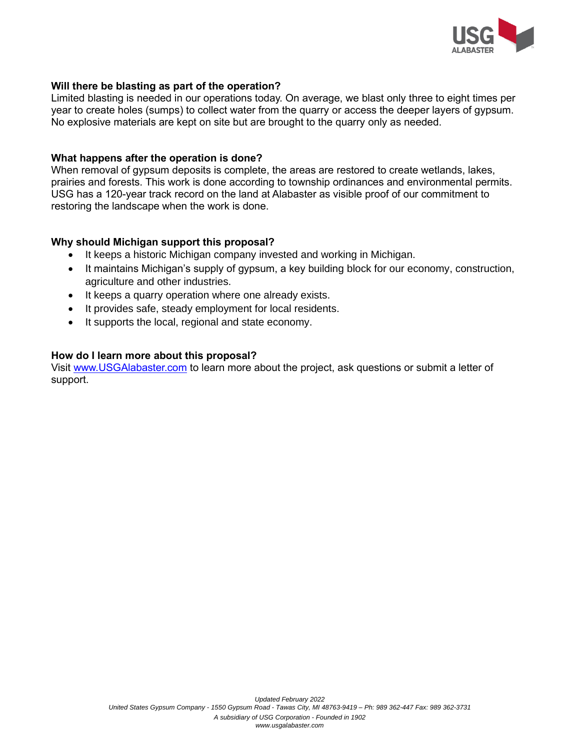### Will there be blasting as part of the operation?

Limited blasting is needed in our operations today. On average, we blast only three to eight times per year to create holes (sumps) to collect water from the quarry or access the deeper layers of gypsum. No explosive materials are kept on site but are brought to the quarry only as needed.

### What happens after the operation is done?

When removal of gypsum deposits is complete, the areas are restored to create wetlands, lakes, prairies and forests. This work is done according to township ordinances and environmental permits. USG has a 120-year track record on the land at Alabaster as visible proof of our commitment to restoring the landscape when the work is done.

### Why should Michigan support this proposal?

- It keeps a historic Michigan company invested and working in Michigan.
- It maintains Michigan's supply of gypsum, a key building block for our economy, construction, agriculture and other industries.
- It keeps a quarry operation where one already exists.
- It provides safe, steady employment for local residents.
- It supports the local, regional and state economy.

### How do I learn more about this proposal?

Visit [www.USGAlabaster.com](http://www.USGAlabaster.com) to learn more about the project, ask questions or submit a letter of support.

*Updated February 2022*

*United States Gypsum Company - 1550 Gypsum Road - Tawas City, MI 48763-9419 – Ph: 989 362-447 Fax: 989 362-3731*

*A subsidiary of USG Corporation - Founded in 1902*

*www.usgalabaster.com*